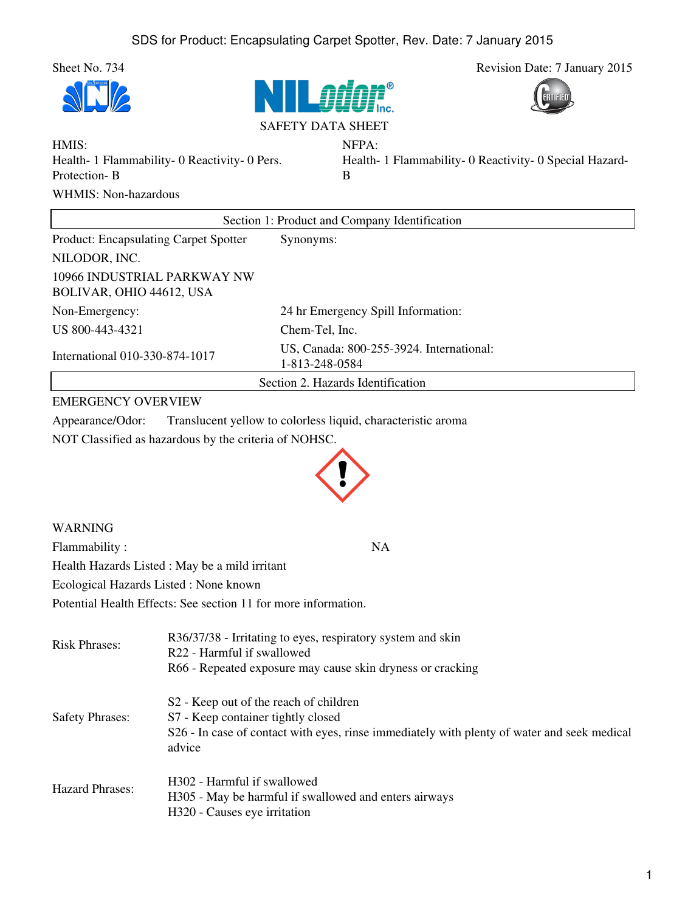Sheet No. 734

Revision Date: 7 January 2015

SAFETY DATA SHEET

HMIS:
Health- 1 Flammability- 0 Reactivity- 0 Pers. Protection- B

NFPA:
Health- 1 Flammability- 0 Reactivity- 0 Special Hazard- B

WHMIS: Non-hazardous

## Section 1: Product and Company Identification

| | |
|---|---|
| Product: Encapsulating Carpet Spotter | Synonyms: |
| NILODOR, INC. | |
| 10966 INDUSTRIAL PARKWAY NW BOLIVAR, OHIO 44612, USA | |
| Non-Emergency: | 24 hr Emergency Spill Information: |
| US 800-443-4321 | Chem-Tel, Inc. |
| International 010-330-874-1017 | US, Canada: 800-255-3924. International: 1-813-248-0584 |

## Section 2. Hazards Identification

EMERGENCY OVERVIEW

Appearance/Odor: Translucent yellow to colorless liquid, characteristic aroma

NOT Classified as hazardous by the criteria of NOHSC.

WARNING

Flammability : NA

Health Hazards Listed : May be a mild irritant

Ecological Hazards Listed : None known

Potential Health Effects: See section 11 for more information.

Risk Phrases:
R36/37/38 - Irritating to eyes, respiratory system and skin
R22 - Harmful if swallowed
R66 - Repeated exposure may cause skin dryness or cracking

Safety Phrases:
S2 - Keep out of the reach of children
S7 - Keep container tightly closed
S26 - In case of contact with eyes, rinse immediately with plenty of water and seek medical advice

Hazard Phrases:
H302 - Harmful if swallowed
H305 - May be harmful if swallowed and enters airways
H320 - Causes eye irritation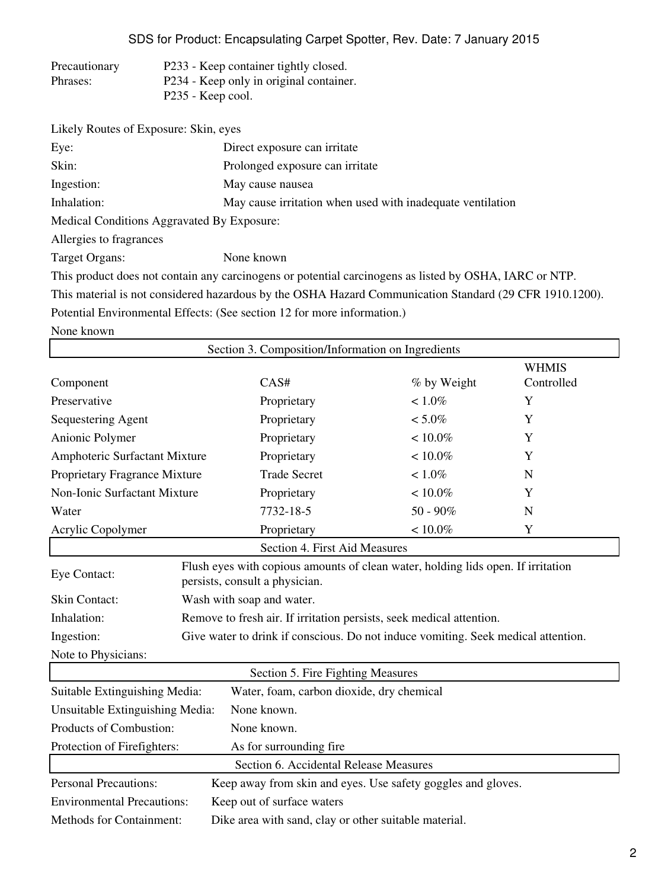| | |
|---|---|
| Precautionary Phrases: | P233 - Keep container tightly closed.<br>P234 - Keep only in original container.<br>P235 - Keep cool. |

Likely Routes of Exposure: Skin, eyes

| | |
|---|---|
| Eye: | Direct exposure can irritate |
| Skin: | Prolonged exposure can irritate |
| Ingestion: | May cause nausea |
| Inhalation: | May cause irritation when used with inadequate ventilation |

Medical Conditions Aggravated By Exposure:

Allergies to fragrances

Target Organs: None known

This product does not contain any carcinogens or potential carcinogens as listed by OSHA, IARC or NTP.

This material is not considered hazardous by the OSHA Hazard Communication Standard (29 CFR 1910.1200).

Potential Environmental Effects: (See section 12 for more information.)

None known

## Section 3. Composition/Information on Ingredients

| Component | CAS# | % by Weight | WHMIS Controlled |
|---|---|---|---|
| Preservative | Proprietary | < 1.0% | Y |
| Sequestering Agent | Proprietary | < 5.0% | Y |
| Anionic Polymer | Proprietary | < 10.0% | Y |
| Amphoteric Surfactant Mixture | Proprietary | < 10.0% | Y |
| Proprietary Fragrance Mixture | Trade Secret | < 1.0% | N |
| Non-Ionic Surfactant Mixture | Proprietary | < 10.0% | Y |
| Water | 7732-18-5 | 50 - 90% | N |
| Acrylic Copolymer | Proprietary | < 10.0% | Y |

## Section 4. First Aid Measures

| | |
|---|---|
| Eye Contact: | Flush eyes with copious amounts of clean water, holding lids open. If irritation persists, consult a physician. |
| Skin Contact: | Wash with soap and water. |
| Inhalation: | Remove to fresh air. If irritation persists, seek medical attention. |
| Ingestion: | Give water to drink if conscious. Do not induce vomiting. Seek medical attention. |
| Note to Physicians: | |

## Section 5. Fire Fighting Measures

| | |
|---|---|
| Suitable Extinguishing Media: | Water, foam, carbon dioxide, dry chemical |
| Unsuitable Extinguishing Media: | None known. |
| Products of Combustion: | None known. |
| Protection of Firefighters: | As for surrounding fire |

## Section 6. Accidental Release Measures

| | |
|---|---|
| Personal Precautions: | Keep away from skin and eyes. Use safety goggles and gloves. |
| Environmental Precautions: | Keep out of surface waters |
| Methods for Containment: | Dike area with sand, clay or other suitable material. |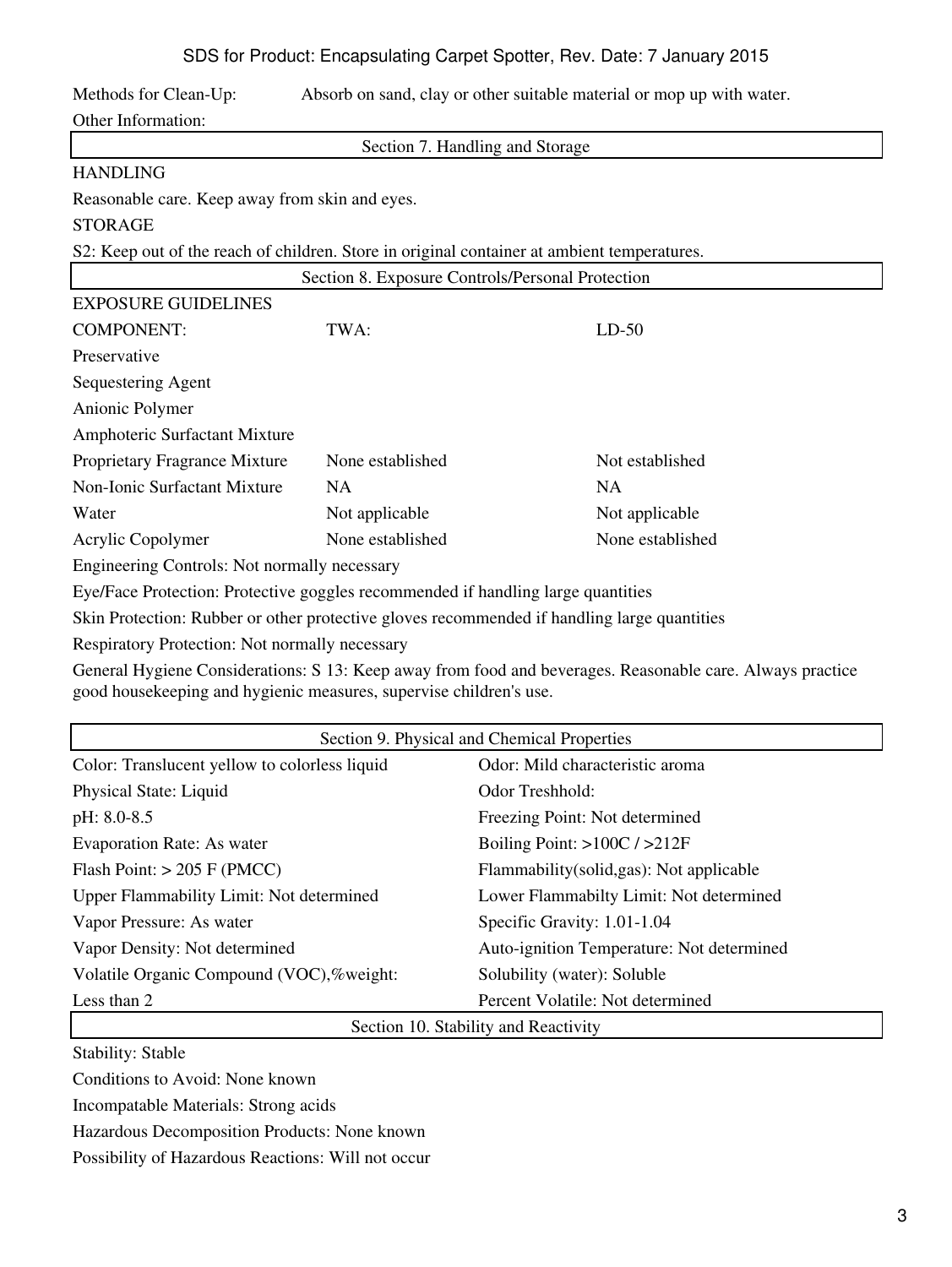Methods for Clean-Up: Absorb on sand, clay or other suitable material or mop up with water.

Other Information:

## Section 7. Handling and Storage

HANDLING

Reasonable care. Keep away from skin and eyes.

STORAGE

S2: Keep out of the reach of children. Store in original container at ambient temperatures.

## Section 8. Exposure Controls/Personal Protection

EXPOSURE GUIDELINES

| COMPONENT: | TWA: | LD-50 |
|---|---|---|
| Preservative | | |
| Sequestering Agent | | |
| Anionic Polymer | | |
| Amphoteric Surfactant Mixture | | |
| Proprietary Fragrance Mixture | None established | Not established |
| Non-Ionic Surfactant Mixture | NA | NA |
| Water | Not applicable | Not applicable |
| Acrylic Copolymer | None established | None established |

Engineering Controls: Not normally necessary

Eye/Face Protection: Protective goggles recommended if handling large quantities

Skin Protection: Rubber or other protective gloves recommended if handling large quantities

Respiratory Protection: Not normally necessary

General Hygiene Considerations: S 13: Keep away from food and beverages. Reasonable care. Always practice good housekeeping and hygienic measures, supervise children's use.

## Section 9. Physical and Chemical Properties

| | |
|---|---|
| Color: Translucent yellow to colorless liquid | Odor: Mild characteristic aroma |
| Physical State: Liquid | Odor Treshhold: |
| pH: 8.0-8.5 | Freezing Point: Not determined |
| Evaporation Rate: As water | Boiling Point: >100C / >212F |
| Flash Point: > 205 F (PMCC) | Flammability(solid,gas): Not applicable |
| Upper Flammability Limit: Not determined | Lower Flammabilty Limit: Not determined |
| Vapor Pressure: As water | Specific Gravity: 1.01-1.04 |
| Vapor Density: Not determined | Auto-ignition Temperature: Not determined |
| Volatile Organic Compound (VOC),%weight: | Solubility (water): Soluble |
| Less than 2 | Percent Volatile: Not determined |

## Section 10. Stability and Reactivity

Stability: Stable

Conditions to Avoid: None known

Incompatable Materials: Strong acids

Hazardous Decomposition Products: None known

Possibility of Hazardous Reactions: Will not occur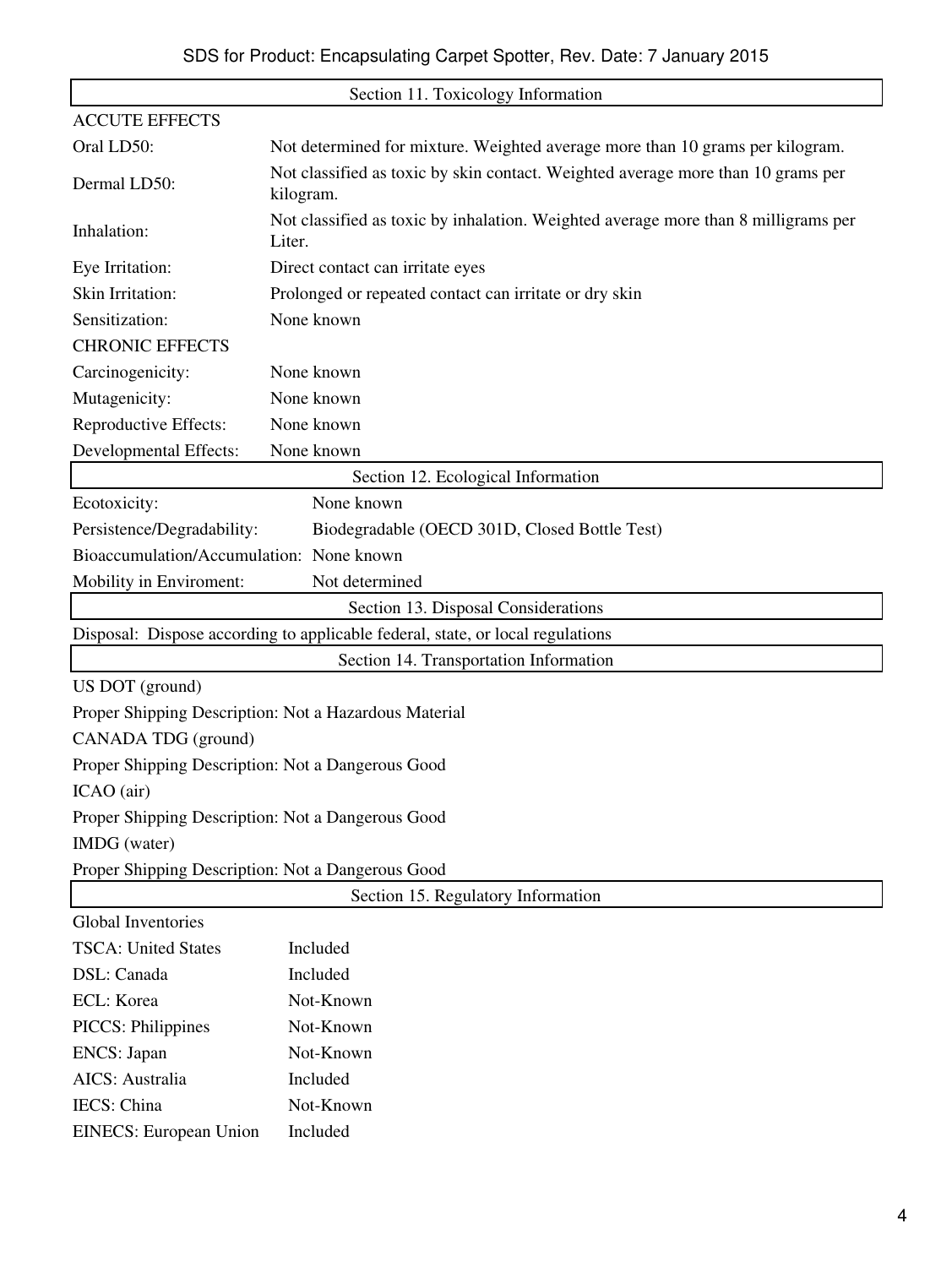## Section 11. Toxicology Information

ACCUTE EFFECTS

| | |
|---|---|
| Oral LD50: | Not determined for mixture. Weighted average more than 10 grams per kilogram. |
| Dermal LD50: | Not classified as toxic by skin contact. Weighted average more than 10 grams per kilogram. |
| Inhalation: | Not classified as toxic by inhalation. Weighted average more than 8 milligrams per Liter. |
| Eye Irritation: | Direct contact can irritate eyes |
| Skin Irritation: | Prolonged or repeated contact can irritate or dry skin |
| Sensitization: | None known |

CHRONIC EFFECTS

| | |
|---|---|
| Carcinogenicity: | None known |
| Mutagenicity: | None known |
| Reproductive Effects: | None known |
| Developmental Effects: | None known |

## Section 12. Ecological Information

| | |
|---|---|
| Ecotoxicity: | None known |
| Persistence/Degradability: | Biodegradable (OECD 301D, Closed Bottle Test) |
| Bioaccumulation/Accumulation: | None known |
| Mobility in Enviroment: | Not determined |

## Section 13. Disposal Considerations

Disposal: Dispose according to applicable federal, state, or local regulations

## Section 14. Transportation Information

US DOT (ground)

Proper Shipping Description: Not a Hazardous Material

CANADA TDG (ground)

Proper Shipping Description: Not a Dangerous Good

ICAO (air)

Proper Shipping Description: Not a Dangerous Good

IMDG (water)

Proper Shipping Description: Not a Dangerous Good

## Section 15. Regulatory Information

Global Inventories

| | |
|---|---|
| TSCA: United States | Included |
| DSL: Canada | Included |
| ECL: Korea | Not-Known |
| PICCS: Philippines | Not-Known |
| ENCS: Japan | Not-Known |
| AICS: Australia | Included |
| IECS: China | Not-Known |
| EINECS: European Union | Included |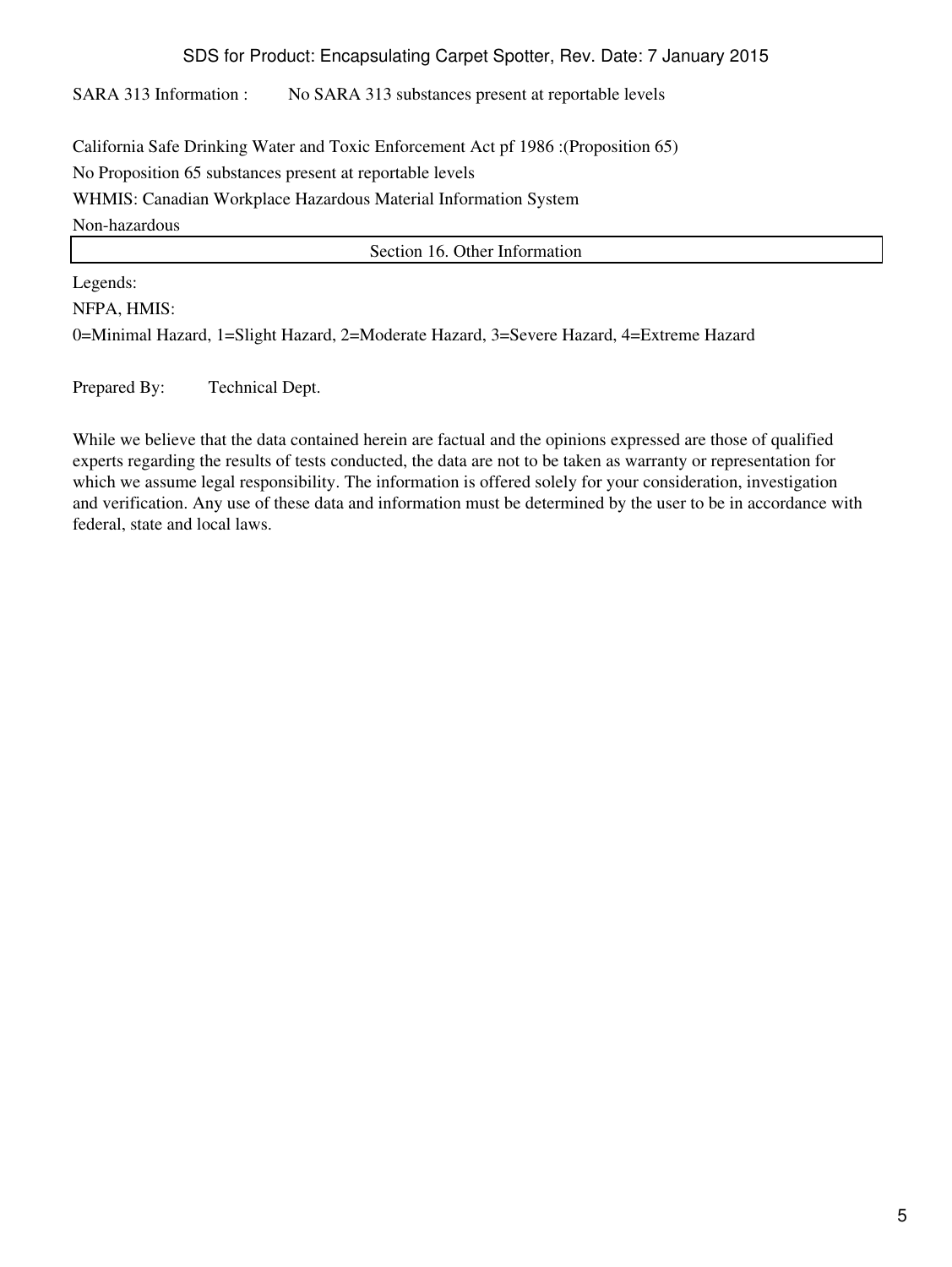SARA 313 Information : No SARA 313 substances present at reportable levels

California Safe Drinking Water and Toxic Enforcement Act pf 1986 :(Proposition 65)

No Proposition 65 substances present at reportable levels

WHMIS: Canadian Workplace Hazardous Material Information System

Non-hazardous

## Section 16. Other Information

Legends:

NFPA, HMIS:

0=Minimal Hazard, 1=Slight Hazard, 2=Moderate Hazard, 3=Severe Hazard, 4=Extreme Hazard

Prepared By: Technical Dept.

While we believe that the data contained herein are factual and the opinions expressed are those of qualified experts regarding the results of tests conducted, the data are not to be taken as warranty or representation for which we assume legal responsibility. The information is offered solely for your consideration, investigation and verification. Any use of these data and information must be determined by the user to be in accordance with federal, state and local laws.